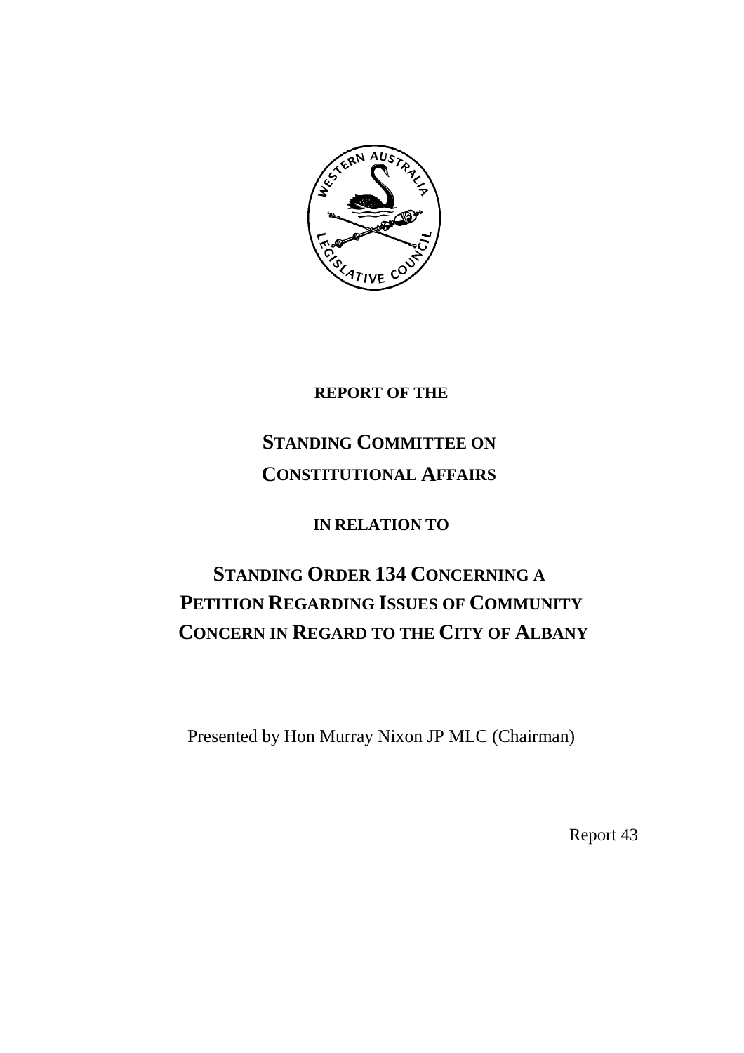**REPORT OF THE**

# STANDING COMMITTEE ON CONSTITUTIONAL AFFAIRS

**IN RELATION TO**

# STANDING ORDER 134 CONCERNING A PETITION REGARDING ISSUES OF COMMUNITY CONCERN IN REGARD TO THE CITY OF ALBANY

Presented by Hon Murray Nixon JP MLC (Chairman)

Report 43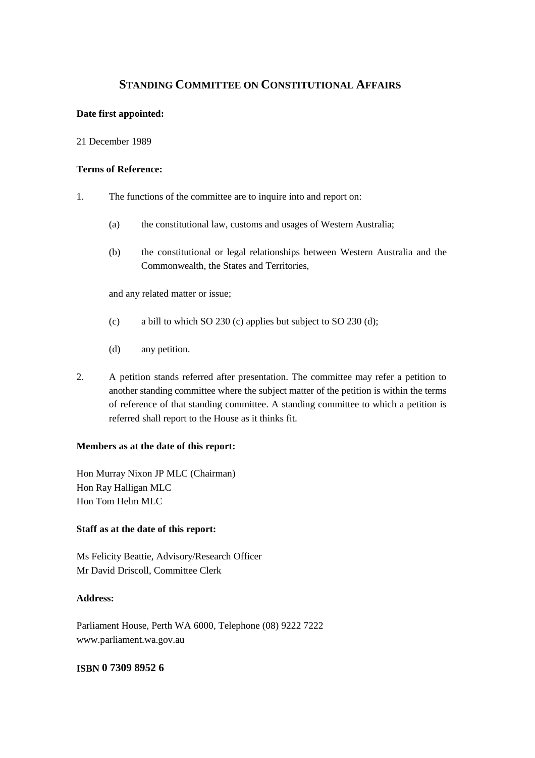# STANDING COMMITTEE ON CONSTITUTIONAL AFFAIRS

**Date first appointed:**

21 December 1989

**Terms of Reference:**

1. The functions of the committee are to inquire into and report on:

   (a) the constitutional law, customs and usages of Western Australia;

   (b) the constitutional or legal relationships between Western Australia and the Commonwealth, the States and Territories,

   and any related matter or issue;

   (c) a bill to which SO 230 (c) applies but subject to SO 230 (d);

   (d) any petition.

2. A petition stands referred after presentation. The committee may refer a petition to another standing committee where the subject matter of the petition is within the terms of reference of that standing committee. A standing committee to which a petition is referred shall report to the House as it thinks fit.

**Members as at the date of this report:**

Hon Murray Nixon JP MLC (Chairman)
Hon Ray Halligan MLC
Hon Tom Helm MLC

**Staff as at the date of this report:**

Ms Felicity Beattie, Advisory/Research Officer
Mr David Driscoll, Committee Clerk

**Address:**

Parliament House, Perth WA 6000, Telephone (08) 9222 7222
www.parliament.wa.gov.au

**ISBN 0 7309 8952 6**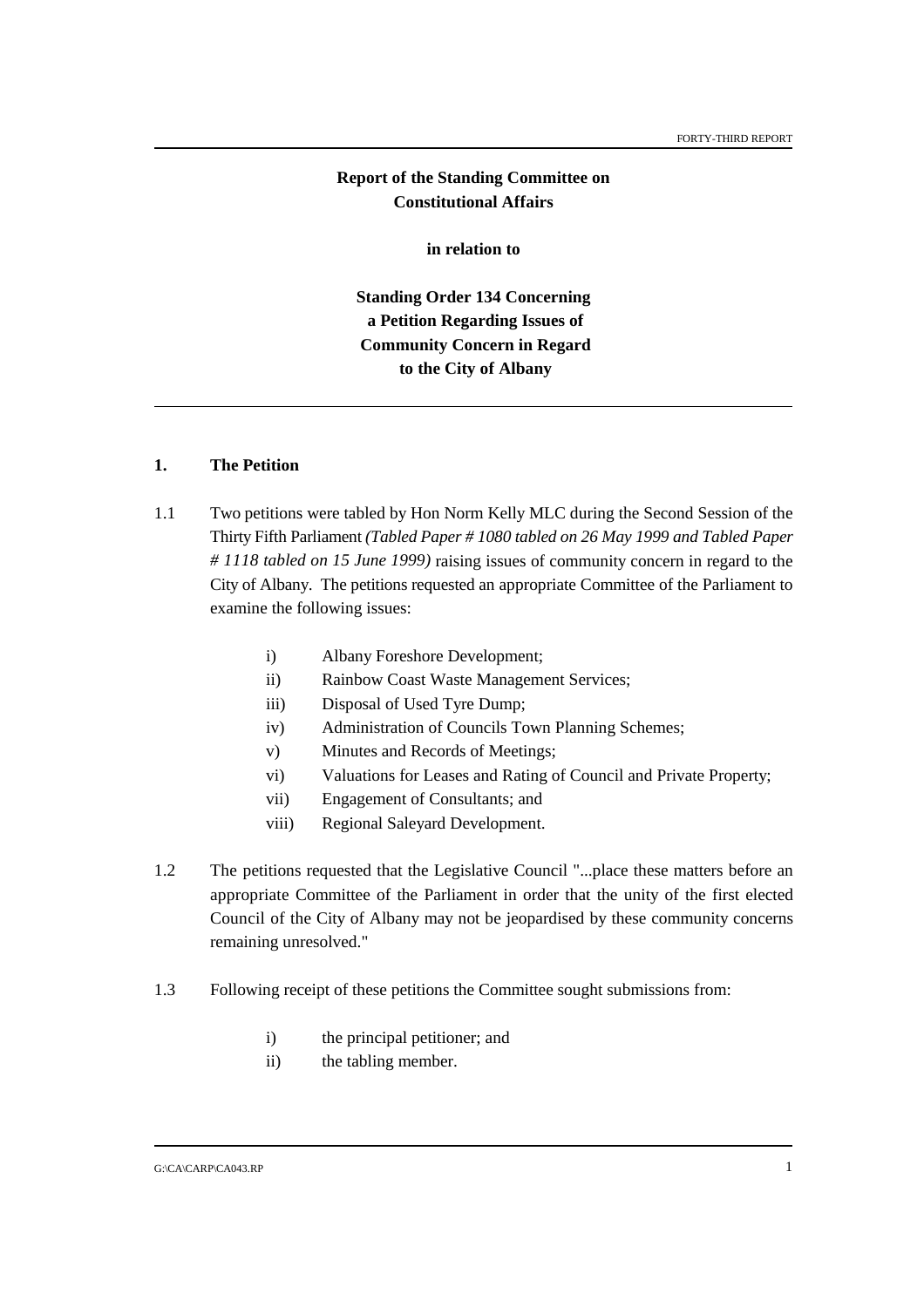**Report of the Standing Committee on Constitutional Affairs**

**in relation to**

**Standing Order 134 Concerning a Petition Regarding Issues of Community Concern in Regard to the City of Albany**

## 1. The Petition

1.1 Two petitions were tabled by Hon Norm Kelly MLC during the Second Session of the Thirty Fifth Parliament *(Tabled Paper # 1080 tabled on 26 May 1999 and Tabled Paper # 1118 tabled on 15 June 1999)* raising issues of community concern in regard to the City of Albany. The petitions requested an appropriate Committee of the Parliament to examine the following issues:

- i) Albany Foreshore Development;
- ii) Rainbow Coast Waste Management Services;
- iii) Disposal of Used Tyre Dump;
- iv) Administration of Councils Town Planning Schemes;
- v) Minutes and Records of Meetings;
- vi) Valuations for Leases and Rating of Council and Private Property;
- vii) Engagement of Consultants; and
- viii) Regional Saleyard Development.

1.2 The petitions requested that the Legislative Council "...place these matters before an appropriate Committee of the Parliament in order that the unity of the first elected Council of the City of Albany may not be jeopardised by these community concerns remaining unresolved."

1.3 Following receipt of these petitions the Committee sought submissions from:

- i) the principal petitioner; and
- ii) the tabling member.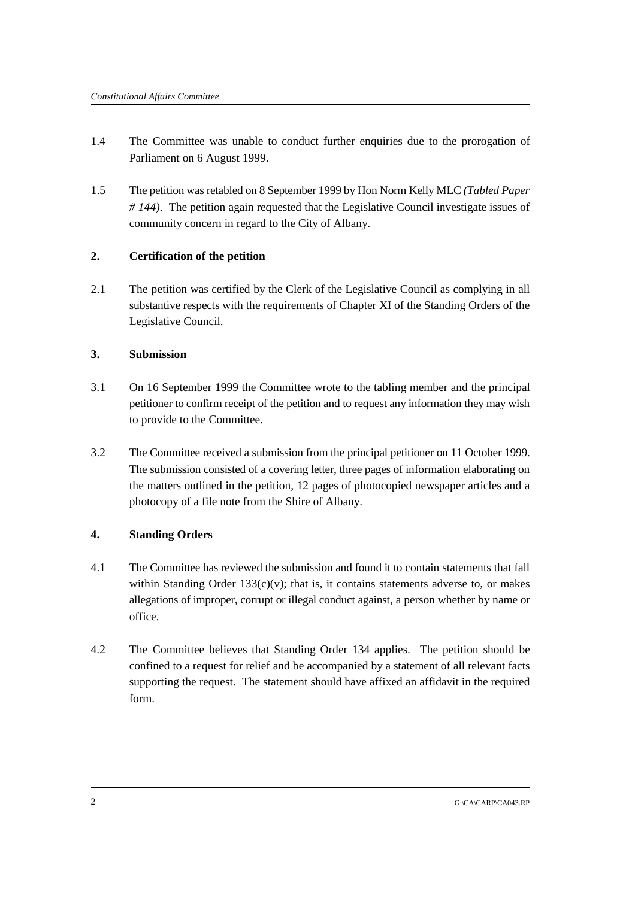1.4 The Committee was unable to conduct further enquiries due to the prorogation of Parliament on 6 August 1999.

1.5 The petition was retabled on 8 September 1999 by Hon Norm Kelly MLC *(Tabled Paper # 144)*. The petition again requested that the Legislative Council investigate issues of community concern in regard to the City of Albany.

## 2. Certification of the petition

2.1 The petition was certified by the Clerk of the Legislative Council as complying in all substantive respects with the requirements of Chapter XI of the Standing Orders of the Legislative Council.

## 3. Submission

3.1 On 16 September 1999 the Committee wrote to the tabling member and the principal petitioner to confirm receipt of the petition and to request any information they may wish to provide to the Committee.

3.2 The Committee received a submission from the principal petitioner on 11 October 1999. The submission consisted of a covering letter, three pages of information elaborating on the matters outlined in the petition, 12 pages of photocopied newspaper articles and a photocopy of a file note from the Shire of Albany.

## 4. Standing Orders

4.1 The Committee has reviewed the submission and found it to contain statements that fall within Standing Order 133(c)(v); that is, it contains statements adverse to, or makes allegations of improper, corrupt or illegal conduct against, a person whether by name or office.

4.2 The Committee believes that Standing Order 134 applies. The petition should be confined to a request for relief and be accompanied by a statement of all relevant facts supporting the request. The statement should have affixed an affidavit in the required form.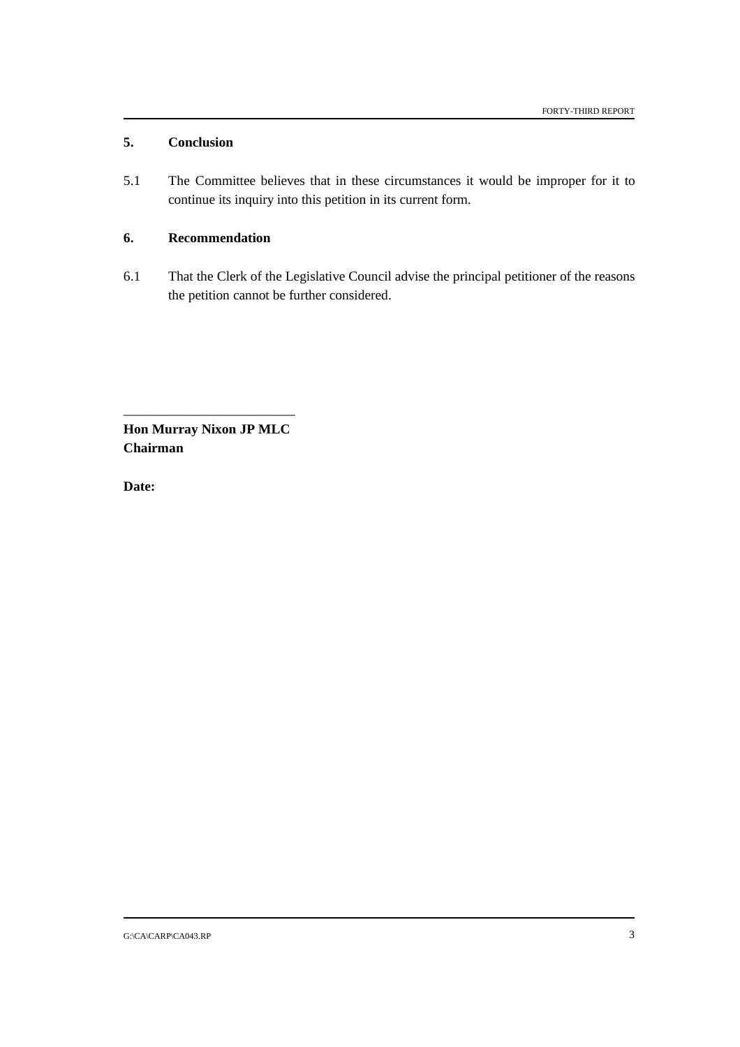## 5. Conclusion

5.1 The Committee believes that in these circumstances it would be improper for it to continue its inquiry into this petition in its current form.

## 6. Recommendation

6.1 That the Clerk of the Legislative Council advise the principal petitioner of the reasons the petition cannot be further considered.

___________________________

**Hon Murray Nixon JP MLC**
**Chairman**

**Date:**